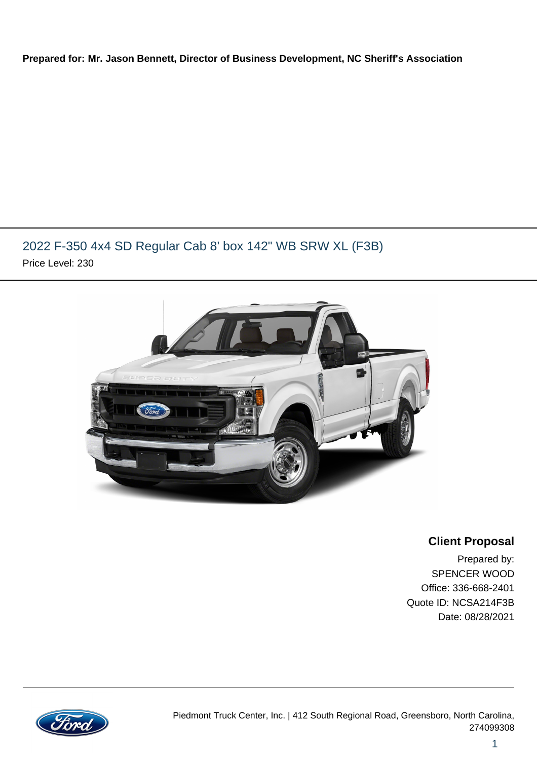**Prepared for: Mr. Jason Bennett, Director of Business Development, NC Sheriff's Association**

## 2022 F-350 4x4 SD Regular Cab 8' box 142" WB SRW XL (F3B)

Price Level: 230

### Client Proposal

Prepared by:
SPENCER WOOD
Office: 336-668-2401
Quote ID: NCSA214F3B
Date: 08/28/2021

Piedmont Truck Center, Inc. | 412 South Regional Road, Greensboro, North Carolina, 274099308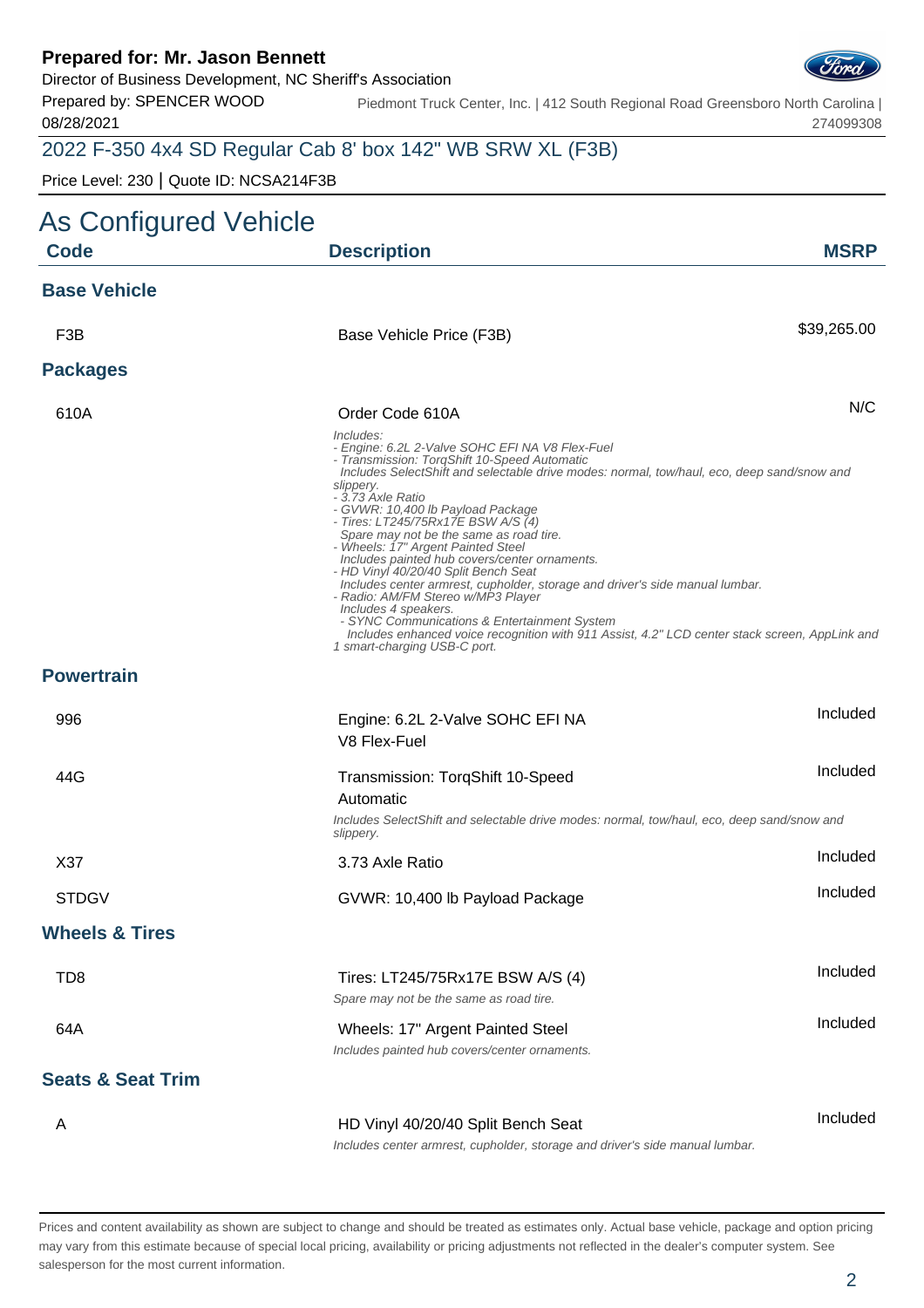**Prepared for: Mr. Jason Bennett**
Director of Business Development, NC Sheriff's Association
Prepared by: SPENCER WOOD
08/28/2021

Piedmont Truck Center, Inc. | 412 South Regional Road Greensboro North Carolina | 274099308

## 2022 F-350 4x4 SD Regular Cab 8' box 142" WB SRW XL (F3B)

Price Level: 230 | Quote ID: NCSA214F3B

# As Configured Vehicle

| Code | Description | MSRP |
|---|---|---|
| **Base Vehicle** | | |
| F3B | Base Vehicle Price (F3B) | $39,265.00 |
| **Packages** | | |
| 610A | Order Code 610A<br>*Includes:*<br>*- Engine: 6.2L 2-Valve SOHC EFI NA V8 Flex-Fuel*<br>*- Transmission: TorqShift 10-Speed Automatic*<br>*Includes SelectShift and selectable drive modes: normal, tow/haul, eco, deep sand/snow and slippery.*<br>*- 3.73 Axle Ratio*<br>*- GVWR: 10,400 lb Payload Package*<br>*- Tires: LT245/75Rx17E BSW A/S (4)*<br>*Spare may not be the same as road tire.*<br>*- Wheels: 17" Argent Painted Steel*<br>*Includes painted hub covers/center ornaments.*<br>*- HD Vinyl 40/20/40 Split Bench Seat*<br>*Includes center armrest, cupholder, storage and driver's side manual lumbar.*<br>*- Radio: AM/FM Stereo w/MP3 Player*<br>*Includes 4 speakers.*<br>*- SYNC Communications & Entertainment System*<br>*Includes enhanced voice recognition with 911 Assist, 4.2" LCD center stack screen, AppLink and 1 smart-charging USB-C port.* | N/C |
| **Powertrain** | | |
| 996 | Engine: 6.2L 2-Valve SOHC EFI NA V8 Flex-Fuel | Included |
| 44G | Transmission: TorqShift 10-Speed Automatic<br>*Includes SelectShift and selectable drive modes: normal, tow/haul, eco, deep sand/snow and slippery.* | Included |
| X37 | 3.73 Axle Ratio | Included |
| STDGV | GVWR: 10,400 lb Payload Package | Included |
| **Wheels & Tires** | | |
| TD8 | Tires: LT245/75Rx17E BSW A/S (4)<br>*Spare may not be the same as road tire.* | Included |
| 64A | Wheels: 17" Argent Painted Steel<br>*Includes painted hub covers/center ornaments.* | Included |
| **Seats & Seat Trim** | | |
| A | HD Vinyl 40/20/40 Split Bench Seat<br>*Includes center armrest, cupholder, storage and driver's side manual lumbar.* | Included |

Prices and content availability as shown are subject to change and should be treated as estimates only. Actual base vehicle, package and option pricing may vary from this estimate because of special local pricing, availability or pricing adjustments not reflected in the dealer's computer system. See salesperson for the most current information.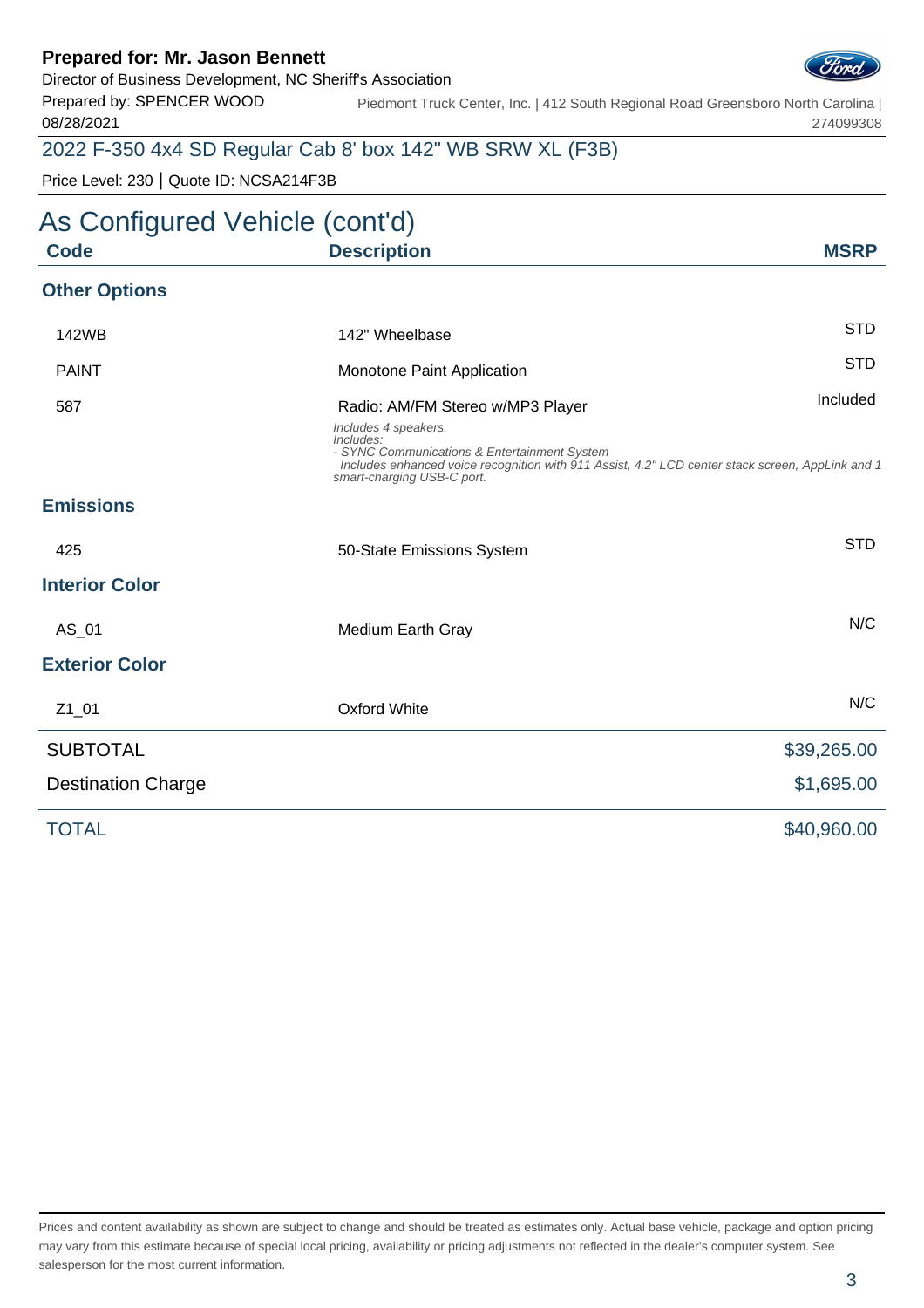**Prepared for: Mr. Jason Bennett**
Director of Business Development, NC Sheriff's Association
Prepared by: SPENCER WOOD
08/28/2021

Piedmont Truck Center, Inc. | 412 South Regional Road Greensboro North Carolina | 274099308

## 2022 F-350 4x4 SD Regular Cab 8' box 142" WB SRW XL (F3B)

Price Level: 230 | Quote ID: NCSA214F3B

# As Configured Vehicle (cont'd)

| Code | Description | MSRP |
|---|---|---|
| **Other Options** | | |
| 142WB | 142" Wheelbase | STD |
| PAINT | Monotone Paint Application | STD |
| 587 | Radio: AM/FM Stereo w/MP3 Player<br>*Includes 4 speakers.*<br>*Includes:*<br>*- SYNC Communications & Entertainment System*<br>*Includes enhanced voice recognition with 911 Assist, 4.2" LCD center stack screen, AppLink and 1 smart-charging USB-C port.* | Included |
| **Emissions** | | |
| 425 | 50-State Emissions System | STD |
| **Interior Color** | | |
| AS_01 | Medium Earth Gray | N/C |
| **Exterior Color** | | |
| Z1_01 | Oxford White | N/C |

| | |
|---|---|
| SUBTOTAL | $39,265.00 |
| Destination Charge | $1,695.00 |
| TOTAL | $40,960.00 |

Prices and content availability as shown are subject to change and should be treated as estimates only. Actual base vehicle, package and option pricing may vary from this estimate because of special local pricing, availability or pricing adjustments not reflected in the dealer's computer system. See salesperson for the most current information.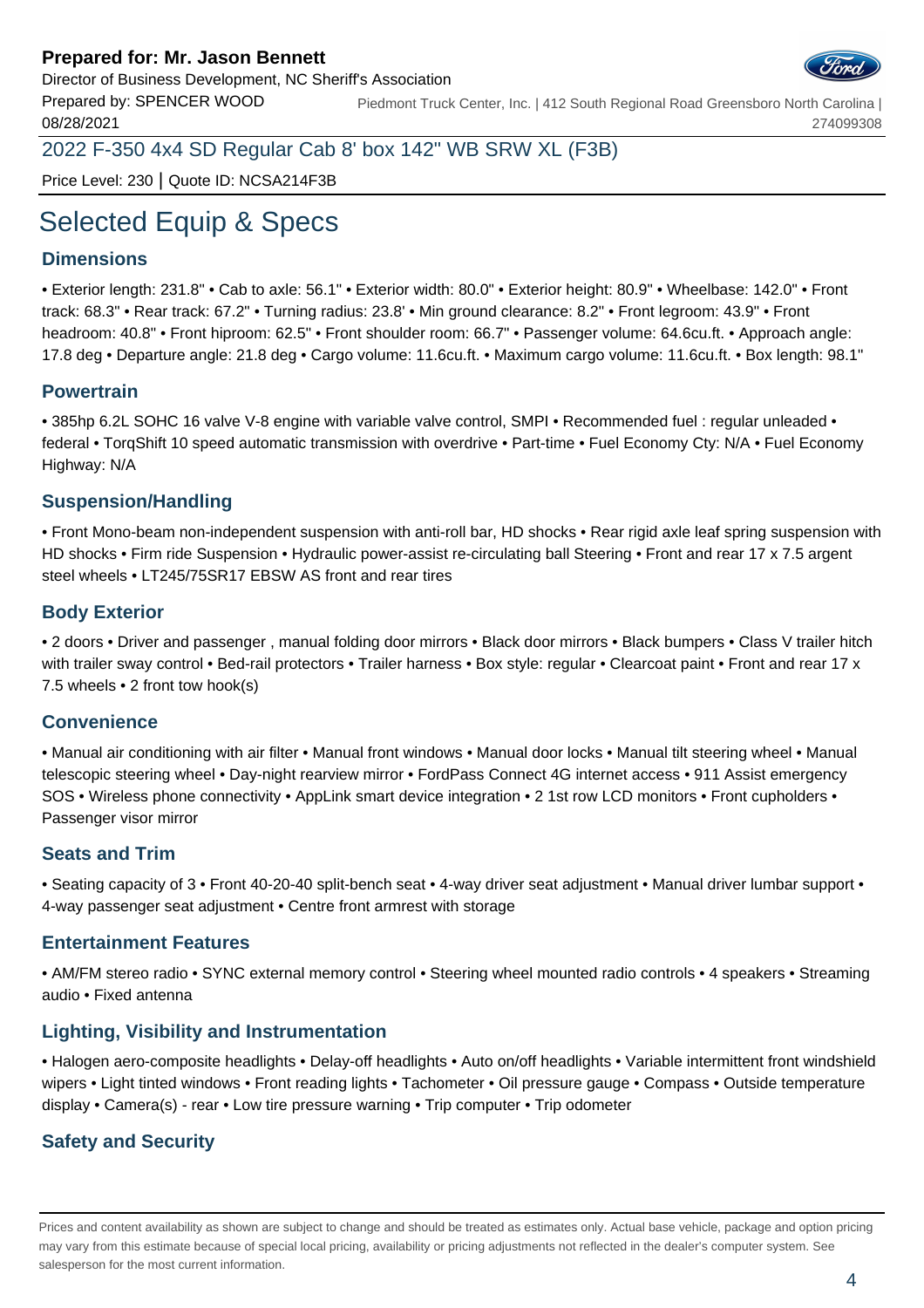**Prepared for: Mr. Jason Bennett**
Director of Business Development, NC Sheriff's Association
Prepared by: SPENCER WOOD
08/28/2021

Piedmont Truck Center, Inc. | 412 South Regional Road Greensboro North Carolina | 274099308

2022 F-350 4x4 SD Regular Cab 8' box 142" WB SRW XL (F3B)

Price Level: 230 | Quote ID: NCSA214F3B

# Selected Equip & Specs

## Dimensions

• Exterior length: 231.8" • Cab to axle: 56.1" • Exterior width: 80.0" • Exterior height: 80.9" • Wheelbase: 142.0" • Front track: 68.3" • Rear track: 67.2" • Turning radius: 23.8' • Min ground clearance: 8.2" • Front legroom: 43.9" • Front headroom: 40.8" • Front hiproom: 62.5" • Front shoulder room: 66.7" • Passenger volume: 64.6cu.ft. • Approach angle: 17.8 deg • Departure angle: 21.8 deg • Cargo volume: 11.6cu.ft. • Maximum cargo volume: 11.6cu.ft. • Box length: 98.1"

## Powertrain

• 385hp 6.2L SOHC 16 valve V-8 engine with variable valve control, SMPI • Recommended fuel : regular unleaded • federal • TorqShift 10 speed automatic transmission with overdrive • Part-time • Fuel Economy Cty: N/A • Fuel Economy Highway: N/A

## Suspension/Handling

• Front Mono-beam non-independent suspension with anti-roll bar, HD shocks • Rear rigid axle leaf spring suspension with HD shocks • Firm ride Suspension • Hydraulic power-assist re-circulating ball Steering • Front and rear 17 x 7.5 argent steel wheels • LT245/75SR17 EBSW AS front and rear tires

## Body Exterior

• 2 doors • Driver and passenger , manual folding door mirrors • Black door mirrors • Black bumpers • Class V trailer hitch with trailer sway control • Bed-rail protectors • Trailer harness • Box style: regular • Clearcoat paint • Front and rear 17 x 7.5 wheels • 2 front tow hook(s)

## Convenience

• Manual air conditioning with air filter • Manual front windows • Manual door locks • Manual tilt steering wheel • Manual telescopic steering wheel • Day-night rearview mirror • FordPass Connect 4G internet access • 911 Assist emergency SOS • Wireless phone connectivity • AppLink smart device integration • 2 1st row LCD monitors • Front cupholders • Passenger visor mirror

## Seats and Trim

• Seating capacity of 3 • Front 40-20-40 split-bench seat • 4-way driver seat adjustment • Manual driver lumbar support • 4-way passenger seat adjustment • Centre front armrest with storage

## Entertainment Features

• AM/FM stereo radio • SYNC external memory control • Steering wheel mounted radio controls • 4 speakers • Streaming audio • Fixed antenna

## Lighting, Visibility and Instrumentation

• Halogen aero-composite headlights • Delay-off headlights • Auto on/off headlights • Variable intermittent front windshield wipers • Light tinted windows • Front reading lights • Tachometer • Oil pressure gauge • Compass • Outside temperature display • Camera(s) - rear • Low tire pressure warning • Trip computer • Trip odometer

## Safety and Security

Prices and content availability as shown are subject to change and should be treated as estimates only. Actual base vehicle, package and option pricing may vary from this estimate because of special local pricing, availability or pricing adjustments not reflected in the dealer's computer system. See salesperson for the most current information.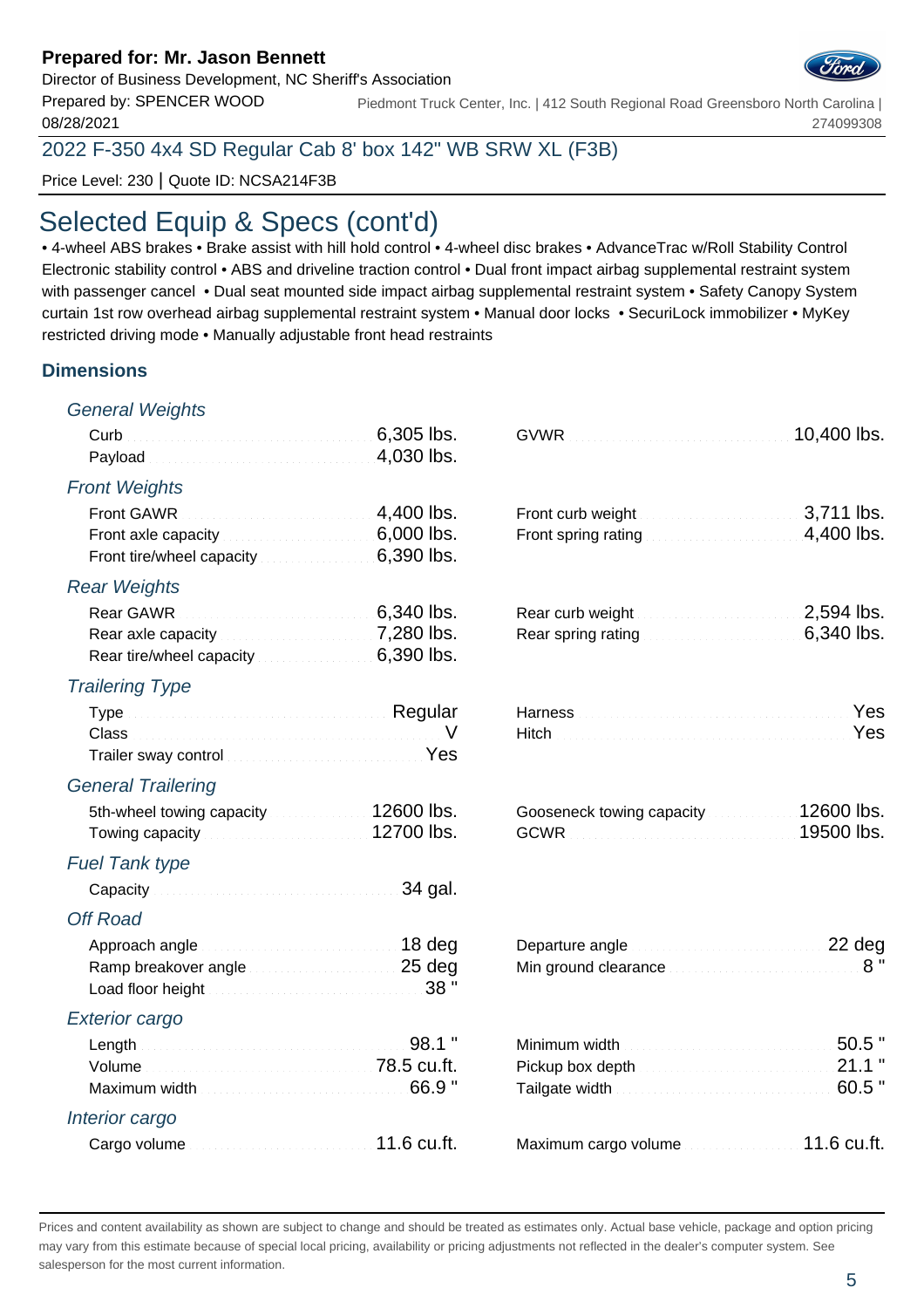**Prepared for: Mr. Jason Bennett**
Director of Business Development, NC Sheriff's Association
Prepared by: SPENCER WOOD
08/28/2021

Piedmont Truck Center, Inc. | 412 South Regional Road Greensboro North Carolina | 274099308

2022 F-350 4x4 SD Regular Cab 8' box 142" WB SRW XL (F3B)

Price Level: 230 | Quote ID: NCSA214F3B

# Selected Equip & Specs (cont'd)

• 4-wheel ABS brakes • Brake assist with hill hold control • 4-wheel disc brakes • AdvanceTrac w/Roll Stability Control Electronic stability control • ABS and driveline traction control • Dual front impact airbag supplemental restraint system with passenger cancel • Dual seat mounted side impact airbag supplemental restraint system • Safety Canopy System curtain 1st row overhead airbag supplemental restraint system • Manual door locks • SecuriLock immobilizer • MyKey restricted driving mode • Manually adjustable front head restraints

## Dimensions

### General Weights

| | | | |
|---|---|---|---|
| Curb | 6,305 lbs. | GVWR | 10,400 lbs. |
| Payload | 4,030 lbs. | | |

### Front Weights

| | | | |
|---|---|---|---|
| Front GAWR | 4,400 lbs. | Front curb weight | 3,711 lbs. |
| Front axle capacity | 6,000 lbs. | Front spring rating | 4,400 lbs. |
| Front tire/wheel capacity | 6,390 lbs. | | |

### Rear Weights

| | | | |
|---|---|---|---|
| Rear GAWR | 6,340 lbs. | Rear curb weight | 2,594 lbs. |
| Rear axle capacity | 7,280 lbs. | Rear spring rating | 6,340 lbs. |
| Rear tire/wheel capacity | 6,390 lbs. | | |

### Trailering Type

| | | | |
|---|---|---|---|
| Type | Regular | Harness | Yes |
| Class | V | Hitch | Yes |
| Trailer sway control | Yes | | |

### General Trailering

| | | | |
|---|---|---|---|
| 5th-wheel towing capacity | 12600 lbs. | Gooseneck towing capacity | 12600 lbs. |
| Towing capacity | 12700 lbs. | GCWR | 19500 lbs. |

### Fuel Tank type

| | |
|---|---|
| Capacity | 34 gal. |

### Off Road

| | | | |
|---|---|---|---|
| Approach angle | 18 deg | Departure angle | 22 deg |
| Ramp breakover angle | 25 deg | Min ground clearance | 8 " |
| Load floor height | 38 " | | |

### Exterior cargo

| | | | |
|---|---|---|---|
| Length | 98.1 " | Minimum width | 50.5 " |
| Volume | 78.5 cu.ft. | Pickup box depth | 21.1 " |
| Maximum width | 66.9 " | Tailgate width | 60.5 " |

### Interior cargo

| | | | |
|---|---|---|---|
| Cargo volume | 11.6 cu.ft. | Maximum cargo volume | 11.6 cu.ft. |

Prices and content availability as shown are subject to change and should be treated as estimates only. Actual base vehicle, package and option pricing may vary from this estimate because of special local pricing, availability or pricing adjustments not reflected in the dealer's computer system. See salesperson for the most current information.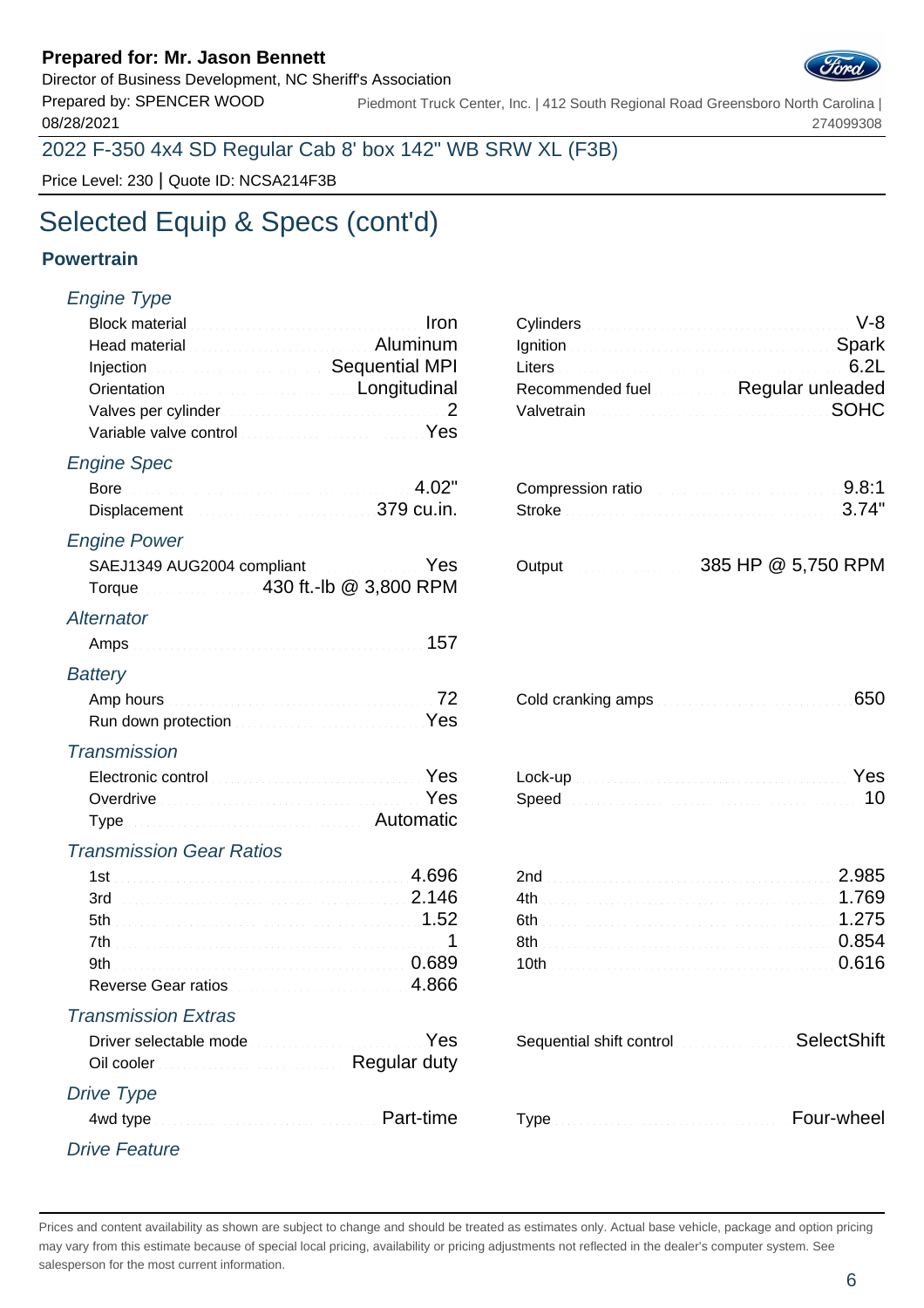**Prepared for: Mr. Jason Bennett**
Director of Business Development, NC Sheriff's Association
Prepared by: SPENCER WOOD
08/28/2021

Piedmont Truck Center, Inc. | 412 South Regional Road Greensboro North Carolina | 274099308

2022 F-350 4x4 SD Regular Cab 8' box 142" WB SRW XL (F3B)

Price Level: 230 | Quote ID: NCSA214F3B

# Selected Equip & Specs (cont'd)

## Powertrain

### Engine Type

| | | | |
|---|---|---|---|
| Block material | Iron | Cylinders | V-8 |
| Head material | Aluminum | Ignition | Spark |
| Injection | Sequential MPI | Liters | 6.2L |
| Orientation | Longitudinal | Recommended fuel | Regular unleaded |
| Valves per cylinder | 2 | Valvetrain | SOHC |
| Variable valve control | Yes | | |

### Engine Spec

| | | | |
|---|---|---|---|
| Bore | 4.02" | Compression ratio | 9.8:1 |
| Displacement | 379 cu.in. | Stroke | 3.74" |

### Engine Power

| | | | |
|---|---|---|---|
| SAEJ1349 AUG2004 compliant | Yes | Output | 385 HP @ 5,750 RPM |
| Torque | 430 ft.-lb @ 3,800 RPM | | |

### Alternator

| | |
|---|---|
| Amps | 157 |

### Battery

| | | | |
|---|---|---|---|
| Amp hours | 72 | Cold cranking amps | 650 |
| Run down protection | Yes | | |

### Transmission

| | | | |
|---|---|---|---|
| Electronic control | Yes | Lock-up | Yes |
| Overdrive | Yes | Speed | 10 |
| Type | Automatic | | |

### Transmission Gear Ratios

| | | | |
|---|---|---|---|
| 1st | 4.696 | 2nd | 2.985 |
| 3rd | 2.146 | 4th | 1.769 |
| 5th | 1.52 | 6th | 1.275 |
| 7th | 1 | 8th | 0.854 |
| 9th | 0.689 | 10th | 0.616 |
| Reverse Gear ratios | 4.866 | | |

### Transmission Extras

| | | | |
|---|---|---|---|
| Driver selectable mode | Yes | Sequential shift control | SelectShift |
| Oil cooler | Regular duty | | |

### Drive Type

| | | | |
|---|---|---|---|
| 4wd type | Part-time | Type | Four-wheel |

### Drive Feature

Prices and content availability as shown are subject to change and should be treated as estimates only. Actual base vehicle, package and option pricing may vary from this estimate because of special local pricing, availability or pricing adjustments not reflected in the dealer's computer system. See salesperson for the most current information.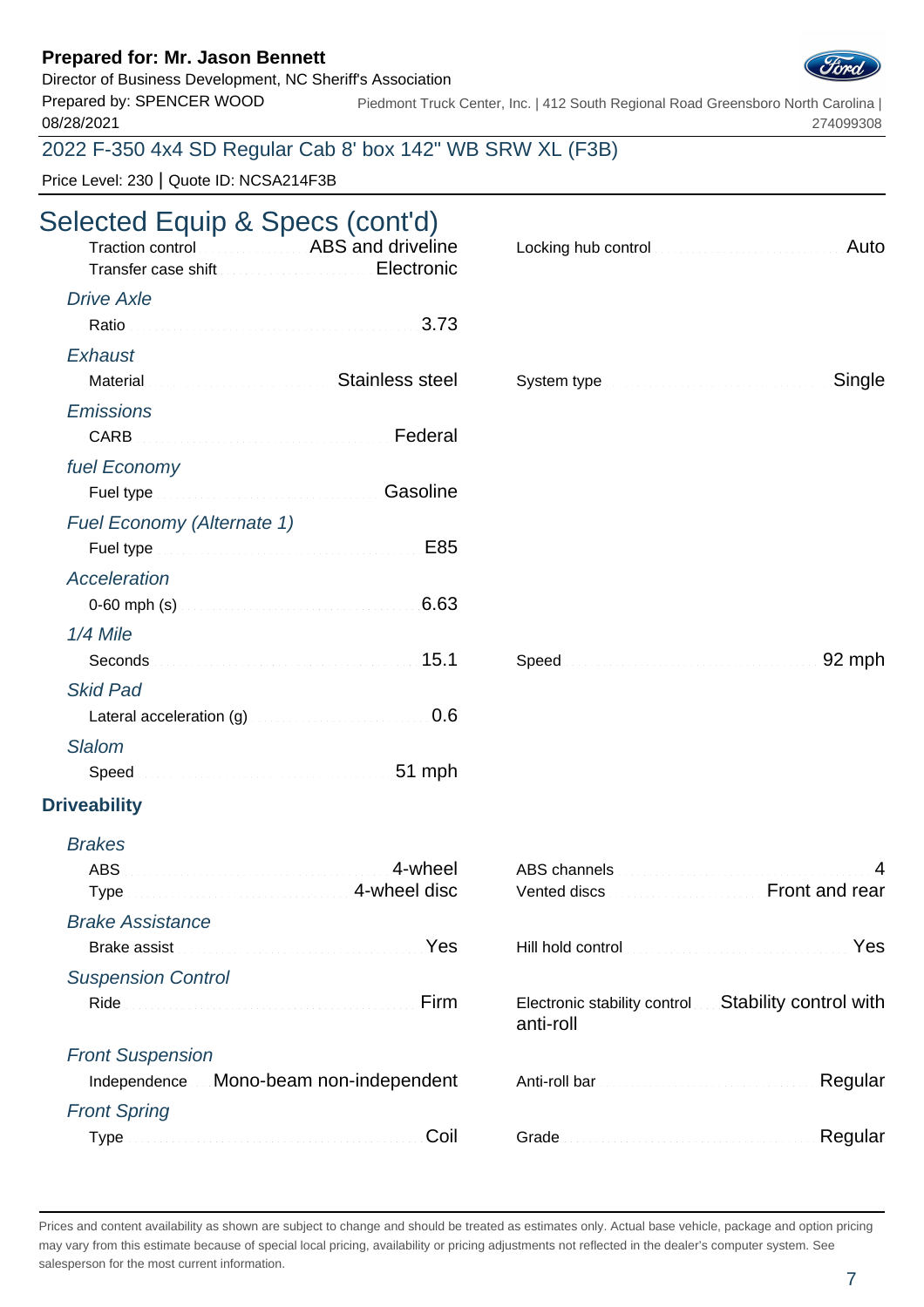**Prepared for: Mr. Jason Bennett**
Director of Business Development, NC Sheriff's Association
Prepared by: SPENCER WOOD
08/28/2021

Piedmont Truck Center, Inc. | 412 South Regional Road Greensboro North Carolina | 274099308

2022 F-350 4x4 SD Regular Cab 8' box 142" WB SRW XL (F3B)

Price Level: 230 | Quote ID: NCSA214F3B

# Selected Equip & Specs (cont'd)

Traction control: ABS and driveline
Transfer case shift: Electronic
Locking hub control: Auto

*Drive Axle*

Ratio: 3.73

*Exhaust*

Material: Stainless steel
System type: Single

*Emissions*

CARB: Federal

*fuel Economy*

Fuel type: Gasoline

*Fuel Economy (Alternate 1)*

Fuel type: E85

*Acceleration*

0-60 mph (s): 6.63

*1/4 Mile*

Seconds: 15.1
Speed: 92 mph

*Skid Pad*

Lateral acceleration (g): 0.6

*Slalom*

Speed: 51 mph

## Driveability

*Brakes*

ABS: 4-wheel
Type: 4-wheel disc
ABS channels: 4
Vented discs: Front and rear

*Brake Assistance*

Brake assist: Yes
Hill hold control: Yes

*Suspension Control*

Ride: Firm
Electronic stability control: Stability control with anti-roll

*Front Suspension*

Independence: Mono-beam non-independent
Anti-roll bar: Regular

*Front Spring*

Type: Coil
Grade: Regular

Prices and content availability as shown are subject to change and should be treated as estimates only. Actual base vehicle, package and option pricing may vary from this estimate because of special local pricing, availability or pricing adjustments not reflected in the dealer's computer system. See salesperson for the most current information.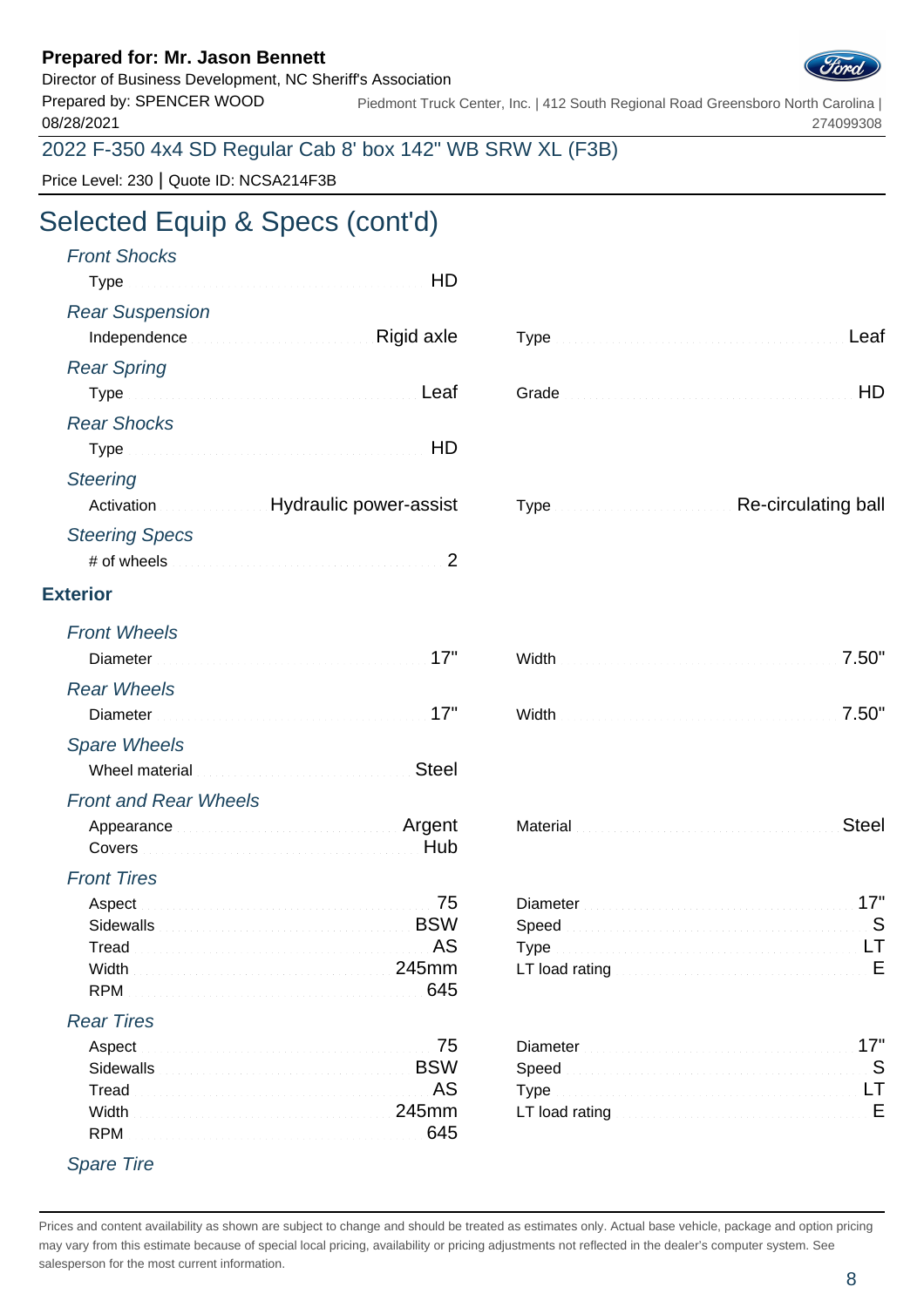**Prepared for: Mr. Jason Bennett**
Director of Business Development, NC Sheriff's Association
Prepared by: SPENCER WOOD
08/28/2021

Piedmont Truck Center, Inc. | 412 South Regional Road Greensboro North Carolina | 274099308

2022 F-350 4x4 SD Regular Cab 8' box 142" WB SRW XL (F3B)

Price Level: 230 | Quote ID: NCSA214F3B

# Selected Equip & Specs (cont'd)

*Front Shocks*

- Type: HD

*Rear Suspension*

- Independence: Rigid axle
- Type: Leaf

*Rear Spring*

- Type: Leaf
- Grade: HD

*Rear Shocks*

- Type: HD

*Steering*

- Activation: Hydraulic power-assist
- Type: Re-circulating ball

*Steering Specs*

- # of wheels: 2

## Exterior

*Front Wheels*

- Diameter: 17"
- Width: 7.50"

*Rear Wheels*

- Diameter: 17"
- Width: 7.50"

*Spare Wheels*

- Wheel material: Steel

*Front and Rear Wheels*

- Appearance: Argent
- Covers: Hub
- Material: Steel

*Front Tires*

- Aspect: 75
- Sidewalls: BSW
- Tread: AS
- Width: 245mm
- RPM: 645
- Diameter: 17"
- Speed: S
- Type: LT
- LT load rating: E

*Rear Tires*

- Aspect: 75
- Sidewalls: BSW
- Tread: AS
- Width: 245mm
- RPM: 645
- Diameter: 17"
- Speed: S
- Type: LT
- LT load rating: E

*Spare Tire*

Prices and content availability as shown are subject to change and should be treated as estimates only. Actual base vehicle, package and option pricing may vary from this estimate because of special local pricing, availability or pricing adjustments not reflected in the dealer's computer system. See salesperson for the most current information.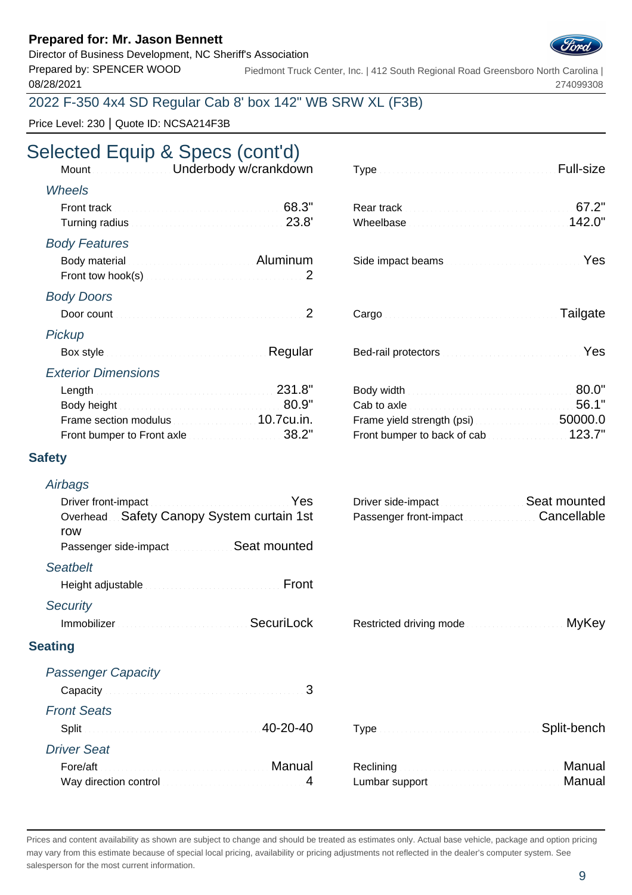**Prepared for: Mr. Jason Bennett**
Director of Business Development, NC Sheriff's Association
Prepared by: SPENCER WOOD
08/28/2021

Piedmont Truck Center, Inc. | 412 South Regional Road Greensboro North Carolina | 274099308

## 2022 F-350 4x4 SD Regular Cab 8' box 142" WB SRW XL (F3B)

Price Level: 230 | Quote ID: NCSA214F3B

# Selected Equip & Specs (cont'd)

| | | | |
|---|---|---|---|
| Mount | Underbody w/crankdown | Type | Full-size |

### *Wheels*

| | | | |
|---|---|---|---|
| Front track | 68.3" | Rear track | 67.2" |
| Turning radius | 23.8' | Wheelbase | 142.0" |

### *Body Features*

| | | | |
|---|---|---|---|
| Body material | Aluminum | Side impact beams | Yes |
| Front tow hook(s) | 2 | | |

### *Body Doors*

| | | | |
|---|---|---|---|
| Door count | 2 | Cargo | Tailgate |

### *Pickup*

| | | | |
|---|---|---|---|
| Box style | Regular | Bed-rail protectors | Yes |

### *Exterior Dimensions*

| | | | |
|---|---|---|---|
| Length | 231.8" | Body width | 80.0" |
| Body height | 80.9" | Cab to axle | 56.1" |
| Frame section modulus | 10.7cu.in. | Frame yield strength (psi) | 50000.0 |
| Front bumper to Front axle | 38.2" | Front bumper to back of cab | 123.7" |

## Safety

### *Airbags*

| | | | |
|---|---|---|---|
| Driver front-impact | Yes | Driver side-impact | Seat mounted |
| Overhead | Safety Canopy System curtain 1st row | Passenger front-impact | Cancellable |
| Passenger side-impact | Seat mounted | | |

### *Seatbelt*

| | |
|---|---|
| Height adjustable | Front |

### *Security*

| | | | |
|---|---|---|---|
| Immobilizer | SecuriLock | Restricted driving mode | MyKey |

## Seating

### *Passenger Capacity*

| | |
|---|---|
| Capacity | 3 |

### *Front Seats*

| | | | |
|---|---|---|---|
| Split | 40-20-40 | Type | Split-bench |

### *Driver Seat*

| | | | |
|---|---|---|---|
| Fore/aft | Manual | Reclining | Manual |
| Way direction control | 4 | Lumbar support | Manual |

Prices and content availability as shown are subject to change and should be treated as estimates only. Actual base vehicle, package and option pricing may vary from this estimate because of special local pricing, availability or pricing adjustments not reflected in the dealer's computer system. See salesperson for the most current information.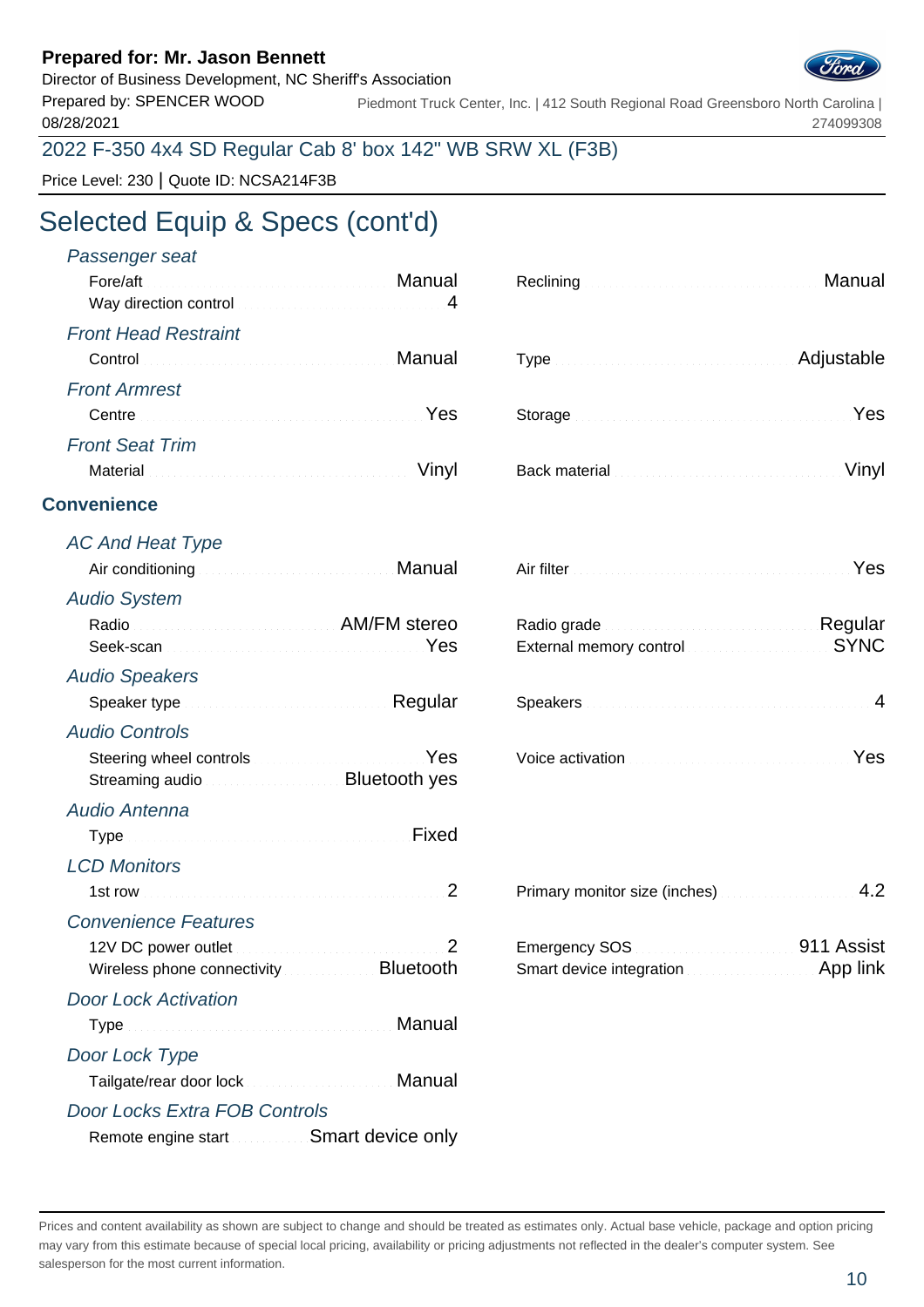**Prepared for: Mr. Jason Bennett**
Director of Business Development, NC Sheriff's Association
Prepared by: SPENCER WOOD
08/28/2021

Piedmont Truck Center, Inc. | 412 South Regional Road Greensboro North Carolina | 274099308

2022 F-350 4x4 SD Regular Cab 8' box 142" WB SRW XL (F3B)

Price Level: 230 | Quote ID: NCSA214F3B

# Selected Equip & Specs (cont'd)

### *Passenger seat*

| | | | |
|---|---|---|---|
| Fore/aft | Manual | Reclining | Manual |
| Way direction control | 4 | | |

### *Front Head Restraint*

| | | | |
|---|---|---|---|
| Control | Manual | Type | Adjustable |

### *Front Armrest*

| | | | |
|---|---|---|---|
| Centre | Yes | Storage | Yes |

### *Front Seat Trim*

| | | | |
|---|---|---|---|
| Material | Vinyl | Back material | Vinyl |

## Convenience

### *AC And Heat Type*

| | | | |
|---|---|---|---|
| Air conditioning | Manual | Air filter | Yes |

### *Audio System*

| | | | |
|---|---|---|---|
| Radio | AM/FM stereo | Radio grade | Regular |
| Seek-scan | Yes | External memory control | SYNC |

### *Audio Speakers*

| | | | |
|---|---|---|---|
| Speaker type | Regular | Speakers | 4 |

### *Audio Controls*

| | | | |
|---|---|---|---|
| Steering wheel controls | Yes | Voice activation | Yes |
| Streaming audio | Bluetooth yes | | |

### *Audio Antenna*

| | |
|---|---|
| Type | Fixed |

### *LCD Monitors*

| | | | |
|---|---|---|---|
| 1st row | 2 | Primary monitor size (inches) | 4.2 |

### *Convenience Features*

| | | | |
|---|---|---|---|
| 12V DC power outlet | 2 | Emergency SOS | 911 Assist |
| Wireless phone connectivity | Bluetooth | Smart device integration | App link |

### *Door Lock Activation*

| | |
|---|---|
| Type | Manual |

### *Door Lock Type*

| | |
|---|---|
| Tailgate/rear door lock | Manual |

### *Door Locks Extra FOB Controls*

| | |
|---|---|
| Remote engine start | Smart device only |

Prices and content availability as shown are subject to change and should be treated as estimates only. Actual base vehicle, package and option pricing may vary from this estimate because of special local pricing, availability or pricing adjustments not reflected in the dealer's computer system. See salesperson for the most current information.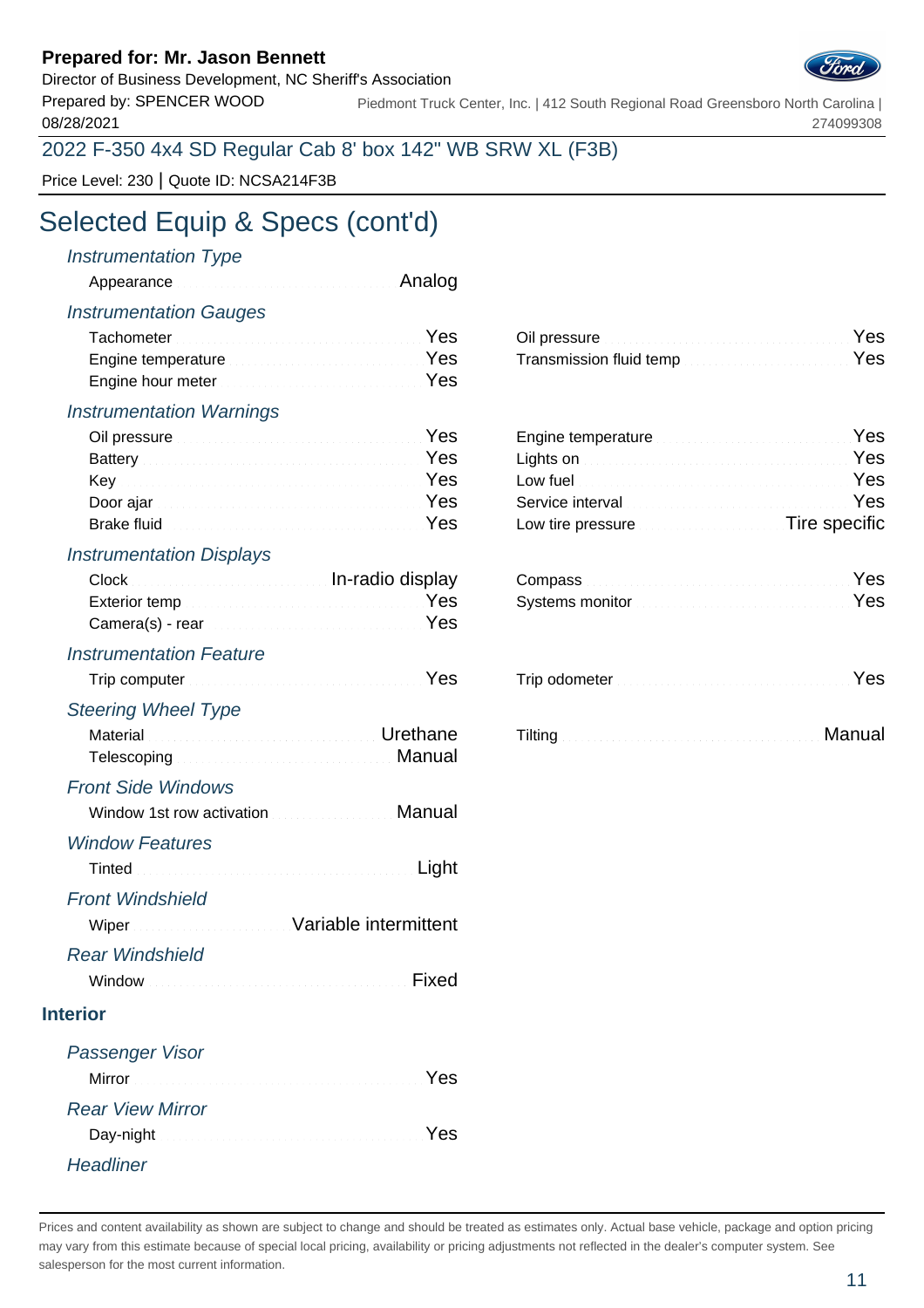**Prepared for: Mr. Jason Bennett**
Director of Business Development, NC Sheriff's Association
Prepared by: SPENCER WOOD
08/28/2021

Piedmont Truck Center, Inc. | 412 South Regional Road Greensboro North Carolina | 274099308

2022 F-350 4x4 SD Regular Cab 8' box 142" WB SRW XL (F3B)

Price Level: 230 | Quote ID: NCSA214F3B

# Selected Equip & Specs (cont'd)

*Instrumentation Type*

| | |
|---|---|
| Appearance | Analog |

*Instrumentation Gauges*

| | | | |
|---|---|---|---|
| Tachometer | Yes | Oil pressure | Yes |
| Engine temperature | Yes | Transmission fluid temp | Yes |
| Engine hour meter | Yes | | |

*Instrumentation Warnings*

| | | | |
|---|---|---|---|
| Oil pressure | Yes | Engine temperature | Yes |
| Battery | Yes | Lights on | Yes |
| Key | Yes | Low fuel | Yes |
| Door ajar | Yes | Service interval | Yes |
| Brake fluid | Yes | Low tire pressure | Tire specific |

*Instrumentation Displays*

| | | | |
|---|---|---|---|
| Clock | In-radio display | Compass | Yes |
| Exterior temp | Yes | Systems monitor | Yes |
| Camera(s) - rear | Yes | | |

*Instrumentation Feature*

| | | | |
|---|---|---|---|
| Trip computer | Yes | Trip odometer | Yes |

*Steering Wheel Type*

| | | | |
|---|---|---|---|
| Material | Urethane | Tilting | Manual |
| Telescoping | Manual | | |

*Front Side Windows*

| | |
|---|---|
| Window 1st row activation | Manual |

*Window Features*

| | |
|---|---|
| Tinted | Light |

*Front Windshield*

| | |
|---|---|
| Wiper | Variable intermittent |

*Rear Windshield*

| | |
|---|---|
| Window | Fixed |

## Interior

*Passenger Visor*

| | |
|---|---|
| Mirror | Yes |

*Rear View Mirror*

| | |
|---|---|
| Day-night | Yes |

*Headliner*

Prices and content availability as shown are subject to change and should be treated as estimates only. Actual base vehicle, package and option pricing may vary from this estimate because of special local pricing, availability or pricing adjustments not reflected in the dealer's computer system. See salesperson for the most current information.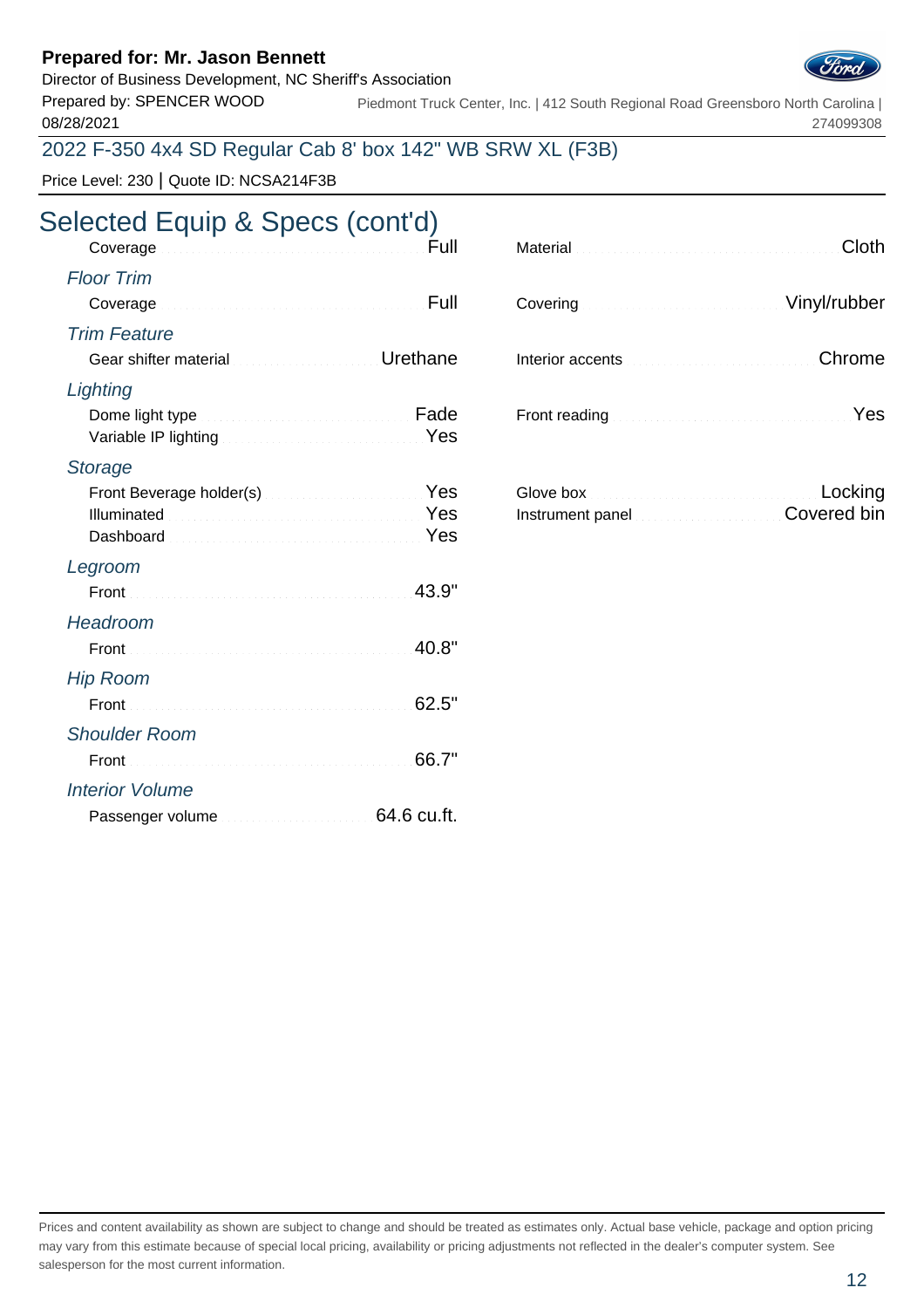**Prepared for: Mr. Jason Bennett**
Director of Business Development, NC Sheriff's Association
Prepared by: SPENCER WOOD
08/28/2021

Piedmont Truck Center, Inc. | 412 South Regional Road Greensboro North Carolina | 274099308

2022 F-350 4x4 SD Regular Cab 8' box 142" WB SRW XL (F3B)

Price Level: 230 | Quote ID: NCSA214F3B

# Selected Equip & Specs (cont'd)

| | |
|---|---|
| Coverage | Full |
| Material | Cloth |

*Floor Trim*

| | |
|---|---|
| Coverage | Full |
| Covering | Vinyl/rubber |

*Trim Feature*

| | |
|---|---|
| Gear shifter material | Urethane |
| Interior accents | Chrome |

*Lighting*

| | |
|---|---|
| Dome light type | Fade |
| Variable IP lighting | Yes |
| Front reading | Yes |

*Storage*

| | |
|---|---|
| Front Beverage holder(s) | Yes |
| Illuminated | Yes |
| Dashboard | Yes |
| Glove box | Locking |
| Instrument panel | Covered bin |

*Legroom*

| | |
|---|---|
| Front | 43.9" |

*Headroom*

| | |
|---|---|
| Front | 40.8" |

*Hip Room*

| | |
|---|---|
| Front | 62.5" |

*Shoulder Room*

| | |
|---|---|
| Front | 66.7" |

*Interior Volume*

| | |
|---|---|
| Passenger volume | 64.6 cu.ft. |

Prices and content availability as shown are subject to change and should be treated as estimates only. Actual base vehicle, package and option pricing may vary from this estimate because of special local pricing, availability or pricing adjustments not reflected in the dealer's computer system. See salesperson for the most current information.